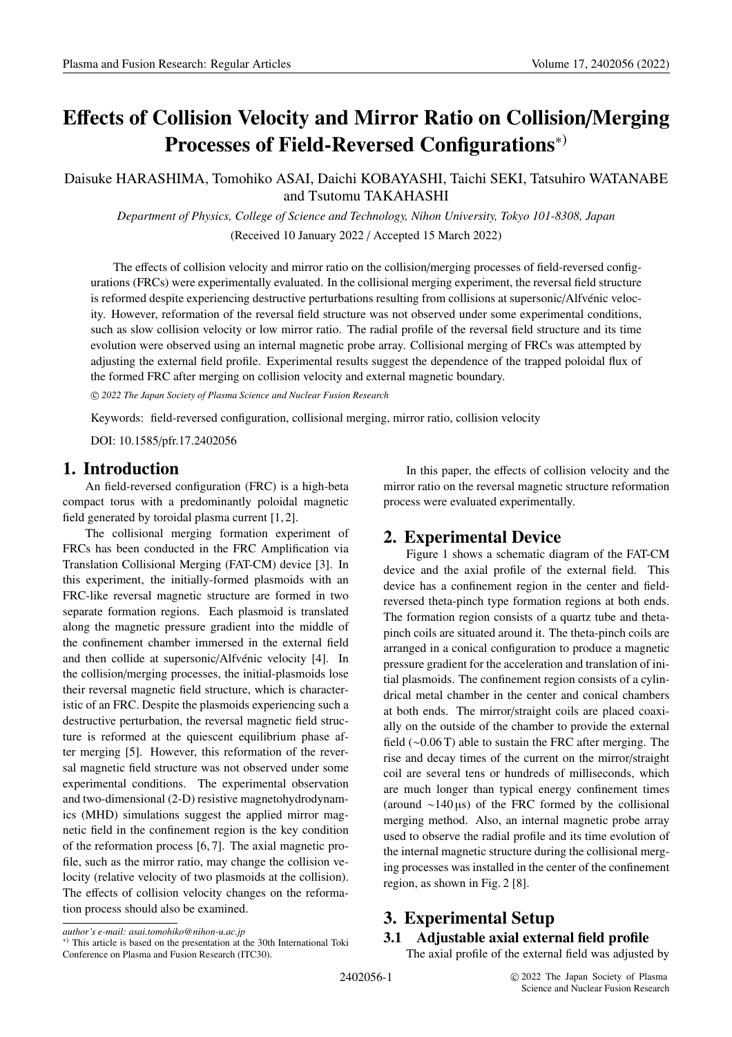# Effects of Collision Velocity and Mirror Ratio on Collision/Merging Processes of Field-Reversed Configurations[*)]

Daisuke HARASHIMA, Tomohiko ASAI, Daichi KOBAYASHI, Taichi SEKI, Tatsuhiro WATANABE and Tsutomu TAKAHASHI

*Department of Physics, College of Science and Technology, Nihon University, Tokyo 101-8308, Japan*

(Received 10 January 2022 / Accepted 15 March 2022)

The effects of collision velocity and mirror ratio on the collision/merging processes of field-reversed configurations (FRCs) were experimentally evaluated. In the collisional merging experiment, the reversal field structure is reformed despite experiencing destructive perturbations resulting from collisions at supersonic/Alfvénic velocity. However, reformation of the reversal field structure was not observed under some experimental conditions, such as slow collision velocity or low mirror ratio. The radial profile of the reversal field structure and its time evolution were observed using an internal magnetic probe array. Collisional merging of FRCs was attempted by adjusting the external field profile. Experimental results suggest the dependence of the trapped poloidal flux of the formed FRC after merging on collision velocity and external magnetic boundary.

*© 2022 The Japan Society of Plasma Science and Nuclear Fusion Research*

Keywords: field-reversed configuration, collisional merging, mirror ratio, collision velocity

DOI: 10.1585/pfr.17.2402056

## 1. Introduction

An field-reversed configuration (FRC) is a high-beta compact torus with a predominantly poloidal magnetic field generated by toroidal plasma current [1, 2].

The collisional merging formation experiment of FRCs has been conducted in the FRC Amplification via Translation Collisional Merging (FAT-CM) device [3]. In this experiment, the initially-formed plasmoids with an FRC-like reversal magnetic structure are formed in two separate formation regions. Each plasmoid is translated along the magnetic pressure gradient into the middle of the confinement chamber immersed in the external field and then collide at supersonic/Alfvénic velocity [4]. In the collision/merging processes, the initial-plasmoids lose their reversal magnetic field structure, which is characteristic of an FRC. Despite the plasmoids experiencing such a destructive perturbation, the reversal magnetic field structure is reformed at the quiescent equilibrium phase after merging [5]. However, this reformation of the reversal magnetic field structure was not observed under some experimental conditions. The experimental observation and two-dimensional (2-D) resistive magnetohydrodynamics (MHD) simulations suggest the applied mirror magnetic field in the confinement region is the key condition of the reformation process [6, 7]. The axial magnetic profile, such as the mirror ratio, may change the collision velocity (relative velocity of two plasmoids at the collision). The effects of collision velocity changes on the reformation process should also be examined.

In this paper, the effects of collision velocity and the mirror ratio on the reversal magnetic structure reformation process were evaluated experimentally.

## 2. Experimental Device

Figure 1 shows a schematic diagram of the FAT-CM device and the axial profile of the external field. This device has a confinement region in the center and field-reversed theta-pinch type formation regions at both ends. The formation region consists of a quartz tube and theta-pinch coils are situated around it. The theta-pinch coils are arranged in a conical configuration to produce a magnetic pressure gradient for the acceleration and translation of initial plasmoids. The confinement region consists of a cylindrical metal chamber in the center and conical chambers at both ends. The mirror/straight coils are placed coaxially on the outside of the chamber to provide the external field (~0.06 T) able to sustain the FRC after merging. The rise and decay times of the current on the mirror/straight coil are several tens or hundreds of milliseconds, which are much longer than typical energy confinement times (around ~140 μs) of the FRC formed by the collisional merging method. Also, an internal magnetic probe array used to observe the radial profile and its time evolution of the internal magnetic structure during the collisional merging processes was installed in the center of the confinement region, as shown in Fig. 2 [8].

## 3. Experimental Setup

### 3.1 Adjustable axial external field profile

The axial profile of the external field was adjusted by

---

*author's e-mail: asai.tomohiko@nihon-u.ac.jp*

*) This article is based on the presentation at the 30th International Toki Conference on Plasma and Fusion Research (ITC30).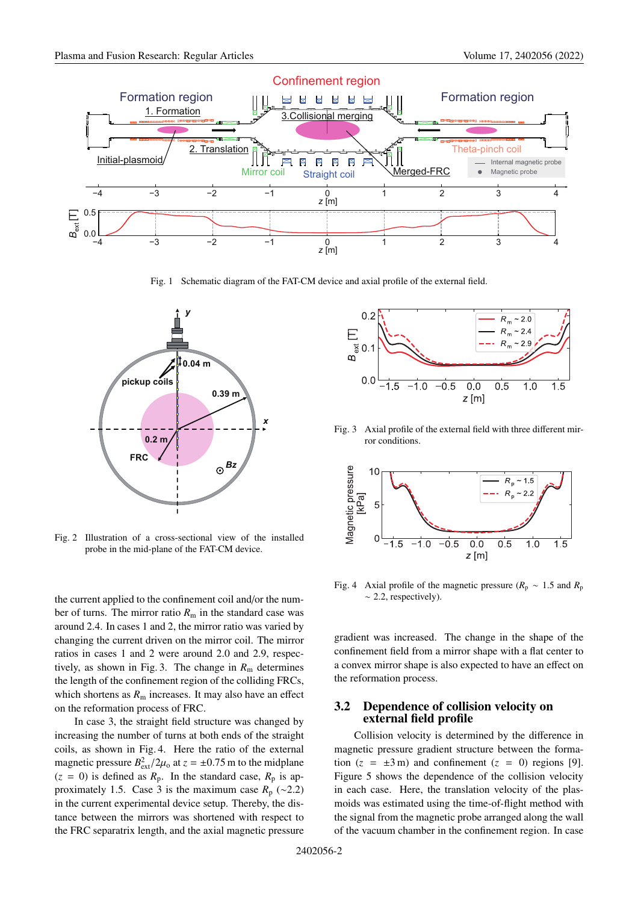Fig. 1 Schematic diagram of the FAT-CM device and axial profile of the external field.

Fig. 2 Illustration of a cross-sectional view of the installed probe in the mid-plane of the FAT-CM device.

Fig. 3 Axial profile of the external field with three different mirror conditions.

Fig. 4 Axial profile of the magnetic pressure ($R_p$ ~ 1.5 and $R_p$ ~ 2.2, respectively).

the current applied to the confinement coil and/or the number of turns. The mirror ratio $R_m$ in the standard case was around 2.4. In cases 1 and 2, the mirror ratio was varied by changing the current driven on the mirror coil. The mirror ratios in cases 1 and 2 were around 2.0 and 2.9, respectively, as shown in Fig. 3. The change in $R_m$ determines the length of the confinement region of the colliding FRCs, which shortens as $R_m$ increases. It may also have an effect on the reformation process of FRC.

In case 3, the straight field structure was changed by increasing the number of turns at both ends of the straight coils, as shown in Fig. 4. Here the ratio of the external magnetic pressure $B_{ext}^2/2\mu_0$ at $z = \pm 0.75$ m to the midplane ($z = 0$) is defined as $R_p$. In the standard case, $R_p$ is approximately 1.5. Case 3 is the maximum case $R_p$ (~2.2) in the current experimental device setup. Thereby, the distance between the mirrors was shortened with respect to the FRC separatrix length, and the axial magnetic pressure gradient was increased. The change in the shape of the confinement field from a mirror shape with a flat center to a convex mirror shape is also expected to have an effect on the reformation process.

## 3.2 Dependence of collision velocity on external field profile

Collision velocity is determined by the difference in magnetic pressure gradient structure between the formation ($z = \pm 3$ m) and confinement ($z = 0$) regions [9]. Figure 5 shows the dependence of the collision velocity in each case. Here, the translation velocity of the plasmoids was estimated using the time-of-flight method with the signal from the magnetic probe arranged along the wall of the vacuum chamber in the confinement region. In case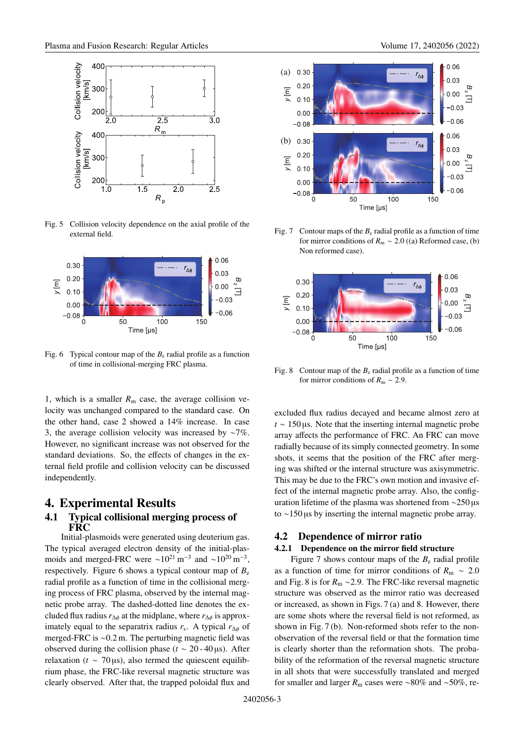Fig. 5 Collision velocity dependence on the axial profile of the external field.

Fig. 6 Typical contour map of the $B_z$ radial profile as a function of time in collisional-merging FRC plasma.

1, which is a smaller $R_m$ case, the average collision velocity was unchanged compared to the standard case. On the other hand, case 2 showed a 14% increase. In case 3, the average collision velocity was increased by ~7%. However, no significant increase was not observed for the standard deviations. So, the effects of changes in the external field profile and collision velocity can be discussed independently.

# 4. Experimental Results

## 4.1 Typical collisional merging process of FRC

Initial-plasmoids were generated using deuterium gas. The typical averaged electron density of the initial-plasmoids and merged-FRC were $\sim 10^{21}\,\mathrm{m}^{-3}$ and $\sim 10^{20}\,\mathrm{m}^{-3}$, respectively. Figure 6 shows a typical contour map of $B_z$ radial profile as a function of time in the collisional merging process of FRC plasma, observed by the internal magnetic probe array. The dashed-dotted line denotes the excluded flux radius $r_{\Delta\phi}$ at the midplane, where $r_{\Delta\phi}$ is approximately equal to the separatrix radius $r_s$. A typical $r_{\Delta\phi}$ of merged-FRC is ~0.2 m. The perturbing magnetic field was observed during the collision phase ($t \sim 20$ - $40\,\mu$s). After relaxation ($t \sim 70\,\mu$s), also termed the quiescent equilibrium phase, the FRC-like reversal magnetic structure was clearly observed. After that, the trapped poloidal flux and excluded flux radius decayed and became almost zero at $t \sim 150\,\mu$s. Note that the inserting internal magnetic probe array affects the performance of FRC. An FRC can move radially because of its simply connected geometry. In some shots, it seems that the position of the FRC after merging was shifted or the internal structure was axisymmetric. This may be due to the FRC's own motion and invasive effect of the internal magnetic probe array. Also, the configuration lifetime of the plasma was shortened from ~250 μs to ~150 μs by inserting the internal magnetic probe array.

Fig. 7 Contour maps of the $B_z$ radial profile as a function of time for mirror conditions of $R_m \sim 2.0$ ((a) Reformed case, (b) Non reformed case).

Fig. 8 Contour map of the $B_z$ radial profile as a function of time for mirror conditions of $R_m \sim 2.9$.

## 4.2 Dependence of mirror ratio

### 4.2.1 Dependence on the mirror field structure

Figure 7 shows contour maps of the $B_z$ radial profile as a function of time for mirror conditions of $R_m \sim 2.0$ and Fig. 8 is for $R_m$ ~2.9. The FRC-like reversal magnetic structure was observed as the mirror ratio was decreased or increased, as shown in Figs. 7 (a) and 8. However, there are some shots where the reversal field is not reformed, as shown in Fig. 7 (b). Non-reformed shots refer to the non-observation of the reversal field or that the formation time is clearly shorter than the reformation shots. The probability of the reformation of the reversal magnetic structure in all shots that were successfully translated and merged for smaller and larger $R_m$ cases were ~80% and ~50%, re-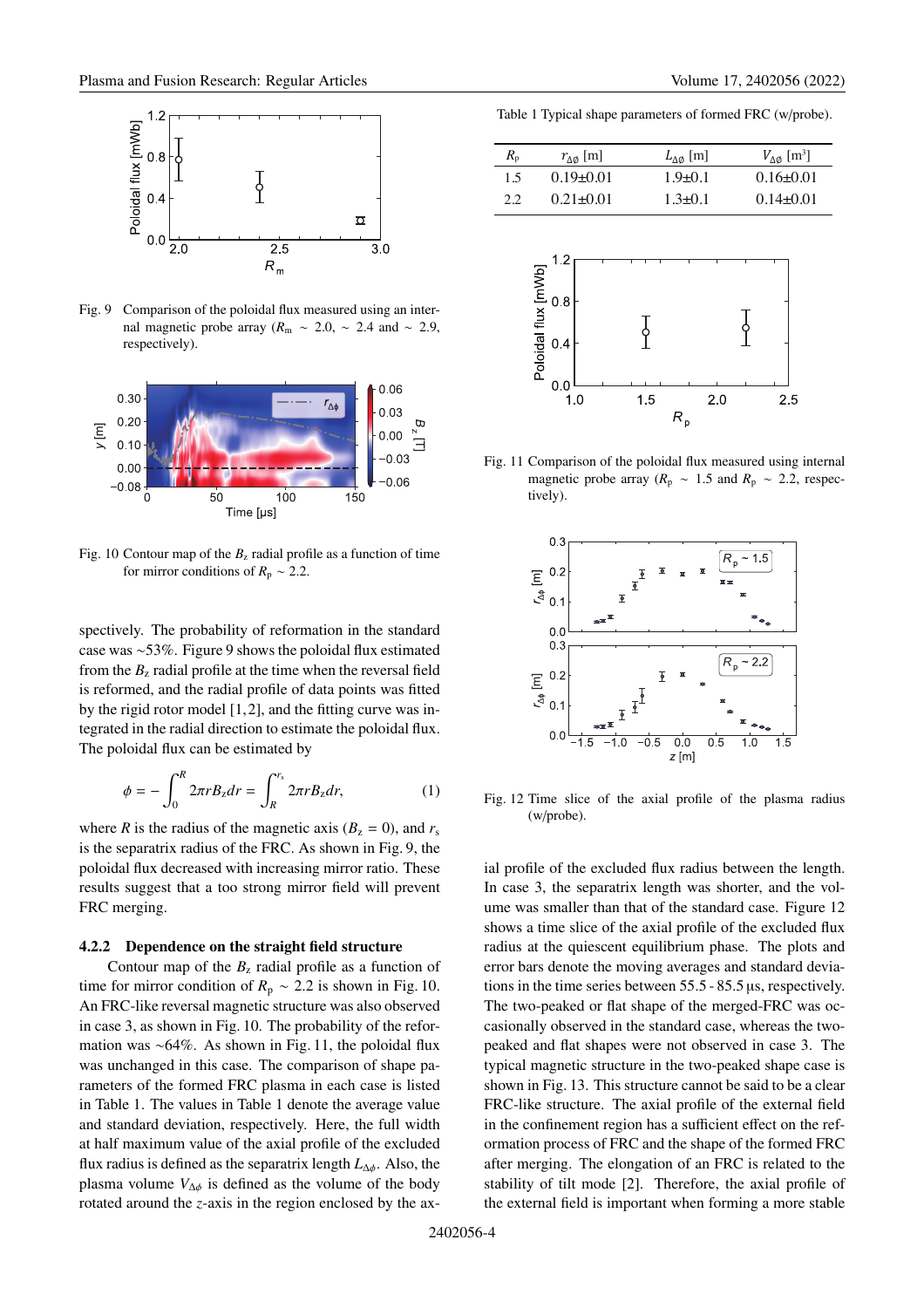Fig. 9 Comparison of the poloidal flux measured using an internal magnetic probe array ($R_m$ ~ 2.0, ~ 2.4 and ~ 2.9, respectively).

Fig. 10 Contour map of the $B_z$ radial profile as a function of time for mirror conditions of $R_p$ ~ 2.2.

spectively. The probability of reformation in the standard case was ~53%. Figure 9 shows the poloidal flux estimated from the $B_z$ radial profile at the time when the reversal field is reformed, and the radial profile of data points was fitted by the rigid rotor model [1,2], and the fitting curve was integrated in the radial direction to estimate the poloidal flux. The poloidal flux can be estimated by

$$\phi = -\int_0^R 2\pi r B_z dr = \int_R^{r_s} 2\pi r B_z dr, \quad (1)$$

where $R$ is the radius of the magnetic axis ($B_z = 0$), and $r_s$ is the separatrix radius of the FRC. As shown in Fig. 9, the poloidal flux decreased with increasing mirror ratio. These results suggest that a too strong mirror field will prevent FRC merging.

### 4.2.2 Dependence on the straight field structure

Contour map of the $B_z$ radial profile as a function of time for mirror condition of $R_p$ ~ 2.2 is shown in Fig. 10. An FRC-like reversal magnetic structure was also observed in case 3, as shown in Fig. 10. The probability of the reformation was ~64%. As shown in Fig. 11, the poloidal flux was unchanged in this case. The comparison of shape parameters of the formed FRC plasma in each case is listed in Table 1. The values in Table 1 denote the average value and standard deviation, respectively. Here, the full width at half maximum value of the axial profile of the excluded flux radius is defined as the separatrix length $L_{\Delta\phi}$. Also, the plasma volume $V_{\Delta\phi}$ is defined as the volume of the body rotated around the $z$-axis in the region enclosed by the axial profile of the excluded flux radius between the length. In case 3, the separatrix length was shorter, and the volume was smaller than that of the standard case. Figure 12 shows a time slice of the axial profile of the excluded flux radius at the quiescent equilibrium phase. The plots and error bars denote the moving averages and standard deviations in the time series between 55.5 - 85.5 µs, respectively. The two-peaked or flat shape of the merged-FRC was occasionally observed in the standard case, whereas the two-peaked and flat shapes were not observed in case 3. The typical magnetic structure in the two-peaked shape case is shown in Fig. 13. This structure cannot be said to be a clear FRC-like structure. The axial profile of the external field in the confinement region has a sufficient effect on the reformation process of FRC and the shape of the formed FRC after merging. The elongation of an FRC is related to the stability of tilt mode [2]. Therefore, the axial profile of the external field is important when forming a more stable

Table 1 Typical shape parameters of formed FRC (w/probe).

| $R_p$ | $r_{\Delta\phi}$ [m] | $L_{\Delta\phi}$ [m] | $V_{\Delta\phi}$ [m³] |
|---|---|---|---|
| 1.5 | 0.19±0.01 | 1.9±0.1 | 0.16±0.01 |
| 2.2 | 0.21±0.01 | 1.3±0.1 | 0.14±0.01 |

Fig. 11 Comparison of the poloidal flux measured using internal magnetic probe array ($R_p$ ~ 1.5 and $R_p$ ~ 2.2, respectively).

Fig. 12 Time slice of the axial profile of the plasma radius (w/probe).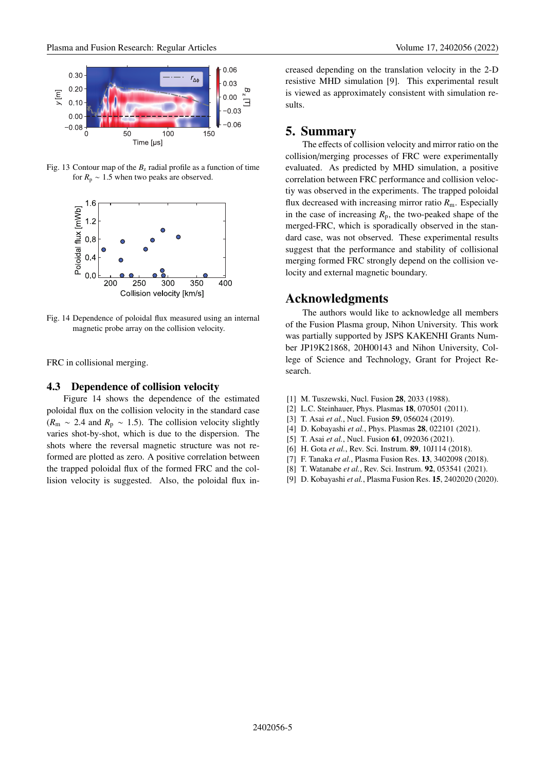0.30
0.20
0.10
0.00
−0.08
y [m]
0
50
100
150
Time [μs]
$r_{\Delta\phi}$
0.06
0.03
0.00
−0.03
−0.06
$B_z$ [T]

Fig. 13 Contour map of the $B_z$ radial profile as a function of time for $R_p$ ~ 1.5 when two peaks are observed.

1.6
1.2
0.8
0.4
0.0
Poloidal flux [mWb]
200
250
300
350
400
Collision velocity [km/s]

Fig. 14 Dependence of poloidal flux measured using an internal magnetic probe array on the collision velocity.

FRC in collisional merging.

### 4.3 Dependence of collision velocity

Figure 14 shows the dependence of the estimated poloidal flux on the collision velocity in the standard case ($R_m$ ~ 2.4 and $R_p$ ~ 1.5). The collision velocity slightly varies shot-by-shot, which is due to the dispersion. The shots where the reversal magnetic structure was not reformed are plotted as zero. A positive correlation between the trapped poloidal flux of the formed FRC and the collision velocity is suggested. Also, the poloidal flux increased depending on the translation velocity in the 2-D resistive MHD simulation [9]. This experimental result is viewed as approximately consistent with simulation results.

## 5. Summary

The effects of collision velocity and mirror ratio on the collision/merging processes of FRC were experimentally evaluated. As predicted by MHD simulation, a positive correlation between FRC performance and collision velocity was observed in the experiments. The trapped poloidal flux decreased with increasing mirror ratio $R_m$. Especially in the case of increasing $R_p$, the two-peaked shape of the merged-FRC, which is sporadically observed in the standard case, was not observed. These experimental results suggest that the performance and stability of collisional merging formed FRC strongly depend on the collision velocity and external magnetic boundary.

## Acknowledgments

The authors would like to acknowledge all members of the Fusion Plasma group, Nihon University. This work was partially supported by JSPS KAKENHI Grants Number JP19K21868, 20H00143 and Nihon University, College of Science and Technology, Grant for Project Research.

[1] M. Tuszewski, Nucl. Fusion **28**, 2033 (1988).
[2] L.C. Steinhauer, Phys. Plasmas **18**, 070501 (2011).
[3] T. Asai *et al.*, Nucl. Fusion **59**, 056024 (2019).
[4] D. Kobayashi *et al.*, Phys. Plasmas **28**, 022101 (2021).
[5] T. Asai *et al.*, Nucl. Fusion **61**, 092036 (2021).
[6] H. Gota *et al.*, Rev. Sci. Instrum. **89**, 10J114 (2018).
[7] F. Tanaka *et al.*, Plasma Fusion Res. **13**, 3402098 (2018).
[8] T. Watanabe *et al.*, Rev. Sci. Instrum. **92**, 053541 (2021).
[9] D. Kobayashi *et al.*, Plasma Fusion Res. **15**, 2402020 (2020).